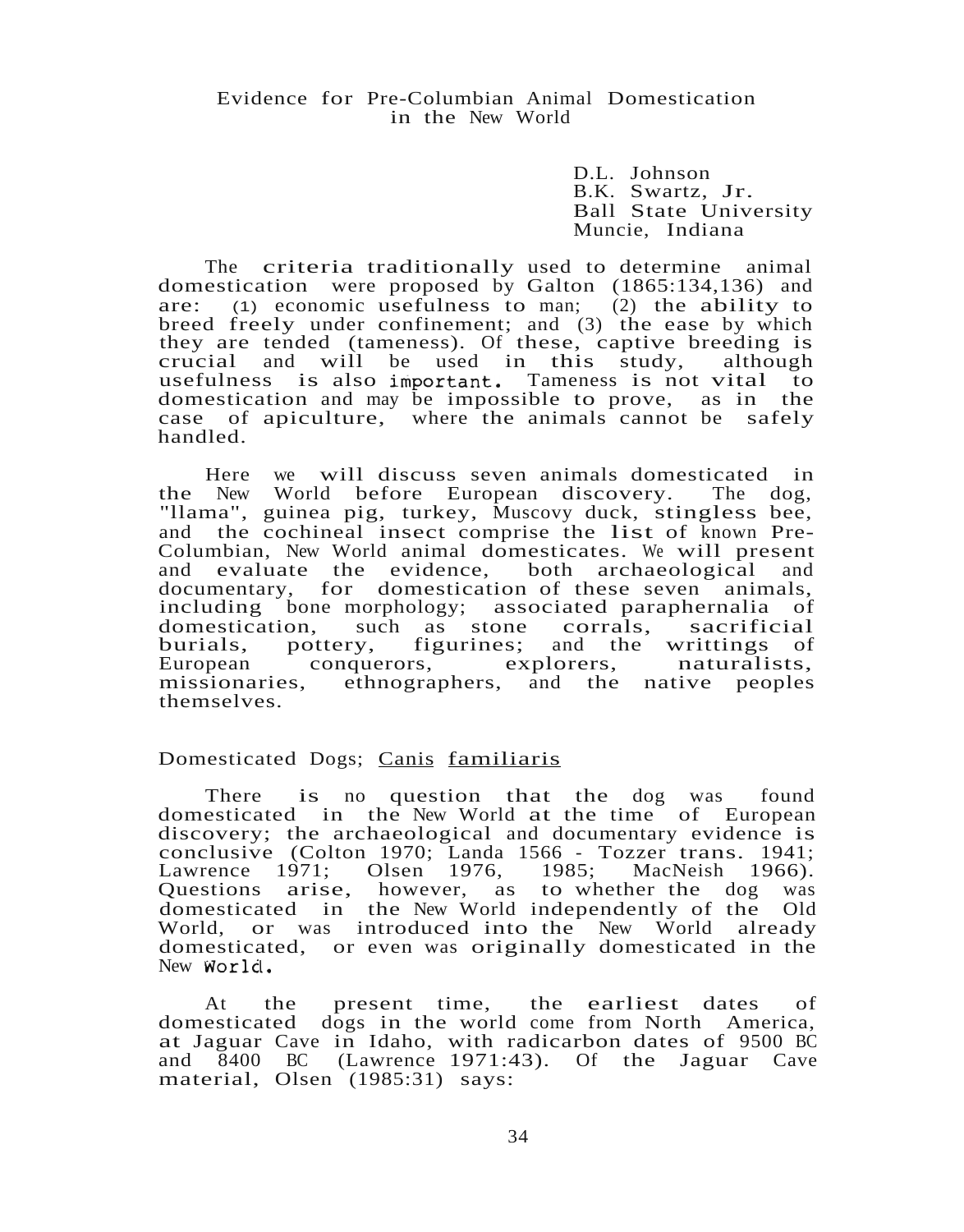# Evidence for Pre-Columbian Animal Domestication in the New World

D.L. Johnson
B.K. Swartz, Jr.
Ball State University
Muncie, Indiana

The criteria traditionally used to determine animal domestication were proposed by Galton (1865:134,136) and are: (1) economic usefulness to man; (2) the ability to breed freely under confinement; and (3) the ease by which they are tended (tameness). Of these, captive breeding is crucial and will be used in this study, although usefulness is also important. Tameness is not vital to domestication and may be impossible to prove, as in the case of apiculture, where the animals cannot be safely handled.

Here we will discuss seven animals domesticated in the New World before European discovery. The dog, "llama", guinea pig, turkey, Muscovy duck, stingless bee, and the cochineal insect comprise the list of known Pre-Columbian, New World animal domesticates. We will present and evaluate the evidence, both archaeological and documentary, for domestication of these seven animals, including bone morphology; associated paraphernalia of domestication, such as stone corrals, sacrificial burials, pottery, figurines; and the writtings of European conquerors, explorers, naturalists, missionaries, ethnographers, and the native peoples themselves.

## Domesticated Dogs; Canis familiaris

There is no question that the dog was found domesticated in the New World at the time of European discovery; the archaeological and documentary evidence is conclusive (Colton 1970; Landa 1566 - Tozzer trans. 1941; Lawrence 1971; Olsen 1976, 1985; MacNeish 1966). Questions arise, however, as to whether the dog was domesticated in the New World independently of the Old World, or was introduced into the New World already domesticated, or even was originally domesticated in the New World.

At the present time, the earliest dates of domesticated dogs in the world come from North America, at Jaguar Cave in Idaho, with radicarbon dates of 9500 BC and 8400 BC (Lawrence 1971:43). Of the Jaguar Cave material, Olsen (1985:31) says: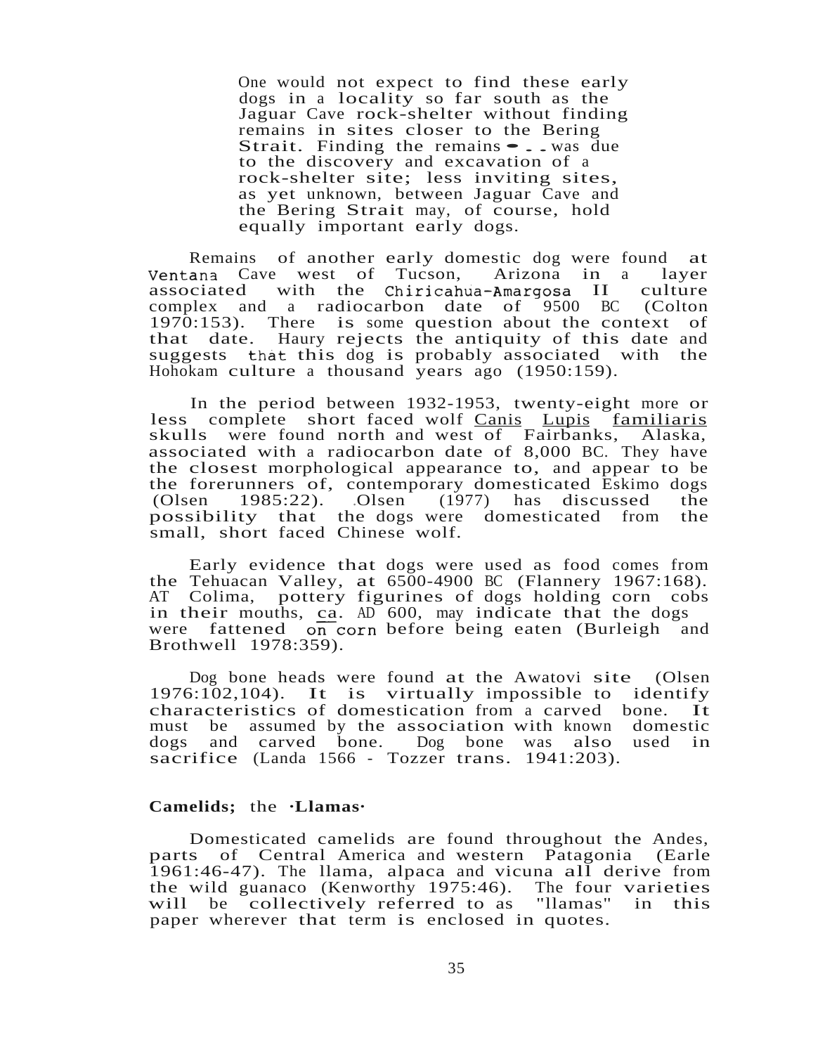> One would not expect to find these early dogs in a locality so far south as the Jaguar Cave rock-shelter without finding remains in sites closer to the Bering Strait. Finding the remains . . . was due to the discovery and excavation of a rock-shelter site; less inviting sites, as yet unknown, between Jaguar Cave and the Bering Strait may, of course, hold equally important early dogs.

Remains of another early domestic dog were found at Ventana Cave west of Tucson, Arizona in a layer associated with the Chiricahua-Amargosa II culture complex and a radiocarbon date of 9500 BC (Colton 1970:153). There is some question about the context of that date. Haury rejects the antiquity of this date and suggests that this dog is probably associated with the Hohokam culture a thousand years ago (1950:159).

In the period between 1932-1953, twenty-eight more or less complete short faced wolf <u>Canis Lupis familiaris</u> skulls were found north and west of Fairbanks, Alaska, associated with a radiocarbon date of 8,000 BC. They have the closest morphological appearance to, and appear to be the forerunners of, contemporary domesticated Eskimo dogs (Olsen 1985:22). Olsen (1977) has discussed the possibility that the dogs were domesticated from the small, short faced Chinese wolf.

Early evidence that dogs were used as food comes from the Tehuacan Valley, at 6500-4900 BC (Flannery 1967:168). AT Colima, pottery figurines of dogs holding corn cobs in their mouths, <u>ca</u>. AD 600, may indicate that the dogs were fattened on corn before being eaten (Burleigh and Brothwell 1978:359).

Dog bone heads were found at the Awatovi site (Olsen 1976:102,104). It is virtually impossible to identify characteristics of domestication from a carved bone. It must be assumed by the association with known domestic dogs and carved bone. Dog bone was also used in sacrifice (Landa 1566 - Tozzer trans. 1941:203).

**Camelids;** the **·Llamas·**

Domesticated camelids are found throughout the Andes, parts of Central America and western Patagonia (Earle 1961:46-47). The llama, alpaca and vicuna all derive from the wild guanaco (Kenworthy 1975:46). The four varieties will be collectively referred to as "llamas" in this paper wherever that term is enclosed in quotes.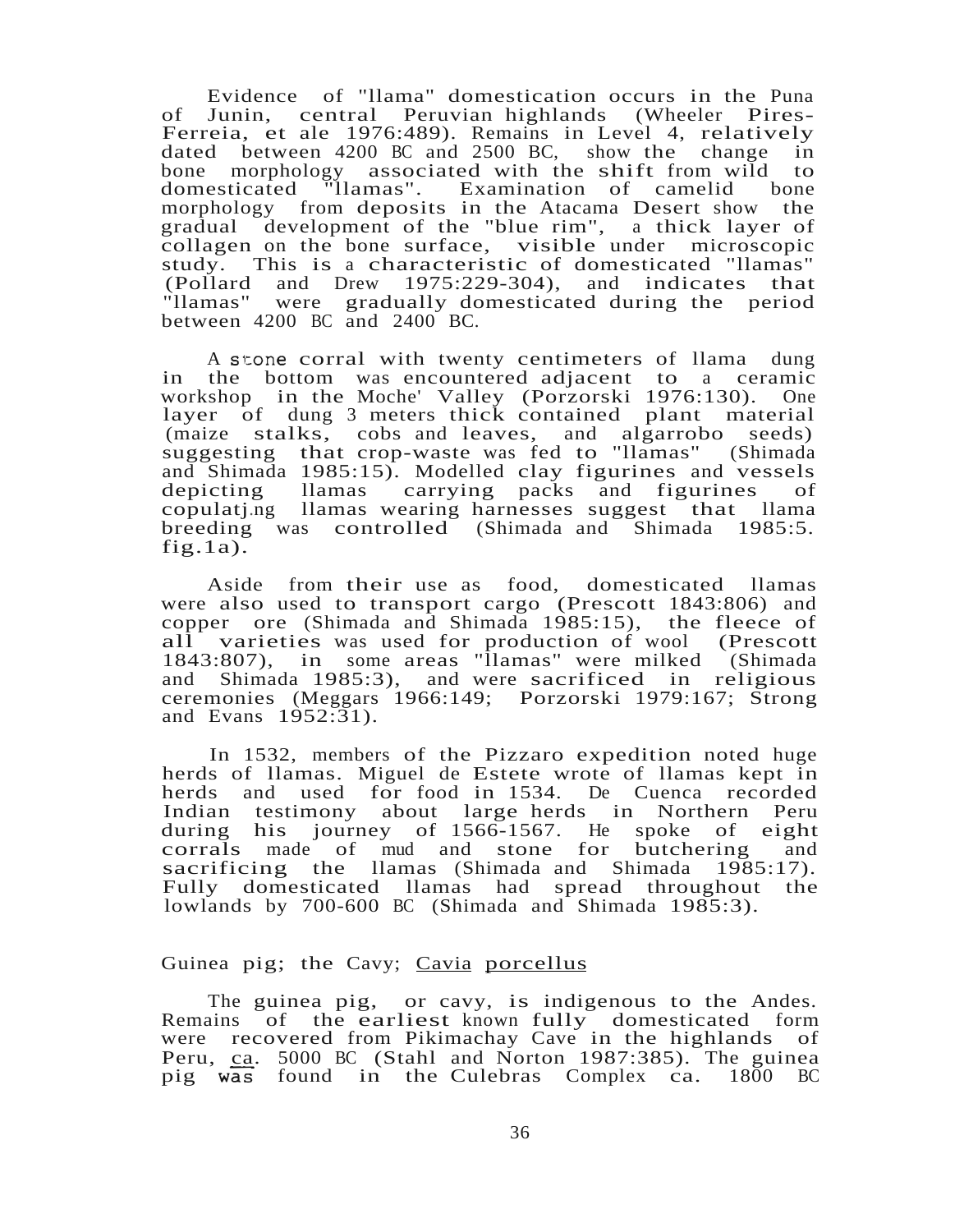Evidence of "llama" domestication occurs in the Puna of Junin, central Peruvian highlands (Wheeler Pires-Ferreia, et ale 1976:489). Remains in Level 4, relatively dated between 4200 BC and 2500 BC, show the change in bone morphology associated with the shift from wild to domesticated "llamas". Examination of camelid bone morphology from deposits in the Atacama Desert show the gradual development of the "blue rim", a thick layer of collagen on the bone surface, visible under microscopic study. This is a characteristic of domesticated "llamas" (Pollard and Drew 1975:229-304), and indicates that "llamas" were gradually domesticated during the period between 4200 BC and 2400 BC.

A stone corral with twenty centimeters of llama dung in the bottom was encountered adjacent to a ceramic workshop in the Moche' Valley (Porzorski 1976:130). One layer of dung 3 meters thick contained plant material (maize stalks, cobs and leaves, and algarrobo seeds) suggesting that crop-waste was fed to "llamas" (Shimada and Shimada 1985:15). Modelled clay figurines and vessels depicting llamas carrying packs and figurines of copulating llamas wearing harnesses suggest that llama breeding was controlled (Shimada and Shimada 1985:5. fig.1a).

Aside from their use as food, domesticated llamas were also used to transport cargo (Prescott 1843:806) and copper ore (Shimada and Shimada 1985:15), the fleece of all varieties was used for production of wool (Prescott 1843:807), in some areas "llamas" were milked (Shimada and Shimada 1985:3), and were sacrificed in religious ceremonies (Meggars 1966:149; Porzorski 1979:167; Strong and Evans 1952:31).

In 1532, members of the Pizzaro expedition noted huge herds of llamas. Miguel de Estete wrote of llamas kept in herds and used for food in 1534. De Cuenca recorded Indian testimony about large herds in Northern Peru during his journey of 1566-1567. He spoke of eight corrals made of mud and stone for butchering and sacrificing the llamas (Shimada and Shimada 1985:17). Fully domesticated llamas had spread throughout the lowlands by 700-600 BC (Shimada and Shimada 1985:3).

Guinea pig; the Cavy; Cavia porcellus

The guinea pig, or cavy, is indigenous to the Andes. Remains of the earliest known fully domesticated form were recovered from Pikimachay Cave in the highlands of Peru, ca. 5000 BC (Stahl and Norton 1987:385). The guinea pig was found in the Culebras Complex ca. 1800 BC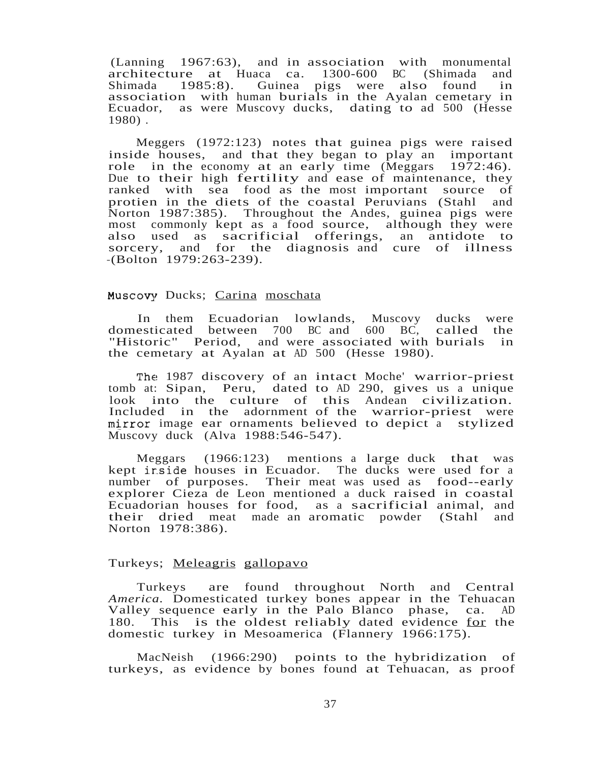(Lanning 1967:63), and in association with monumental architecture at Huaca ca. 1300-600 BC (Shimada and Shimada 1985:8). Guinea pigs were also found in association with human burials in the Ayalan cemetary in Ecuador, as were Muscovy ducks, dating to ad 500 (Hesse 1980) .

Meggers (1972:123) notes that guinea pigs were raised inside houses, and that they began to play an important role in the economy at an early time (Meggars 1972:46). Due to their high fertility and ease of maintenance, they ranked with sea food as the most important source of protien in the diets of the coastal Peruvians (Stahl and Norton 1987:385). Throughout the Andes, guinea pigs were most commonly kept as a food source, although they were also used as sacrificial offerings, an antidote to sorcery, and for the diagnosis and cure of illness -(Bolton 1979:263-239).

Muscovy Ducks; <u>Carina moschata</u>

In them Ecuadorian lowlands, Muscovy ducks were domesticated between 700 BC and 600 BC, called the "Historic" Period, and were associated with burials in the cemetary at Ayalan at AD 500 (Hesse 1980).

The 1987 discovery of an intact Moche' warrior-priest tomb at: Sipan, Peru, dated to AD 290, gives us a unique look into the culture of this Andean civilization. Included in the adornment of the warrior-priest were mirror image ear ornaments believed to depict a stylized Muscovy duck (Alva 1988:546-547).

Meggars (1966:123) mentions a large duck that was kept inside houses in Ecuador. The ducks were used for a number of purposes. Their meat was used as food--early explorer Cieza de Leon mentioned a duck raised in coastal Ecuadorian houses for food, as a sacrificial animal, and their dried meat made an aromatic powder (Stahl and Norton 1978:386).

Turkeys; <u>Meleagris gallopavo</u>

Turkeys are found throughout North and Central *America.* Domesticated turkey bones appear in the Tehuacan Valley sequence early in the Palo Blanco phase, ca. AD 180. This is the oldest reliably dated evidence <u>for</u> the domestic turkey in Mesoamerica (Flannery 1966:175).

MacNeish (1966:290) points to the hybridization of turkeys, as evidence by bones found at Tehuacan, as proof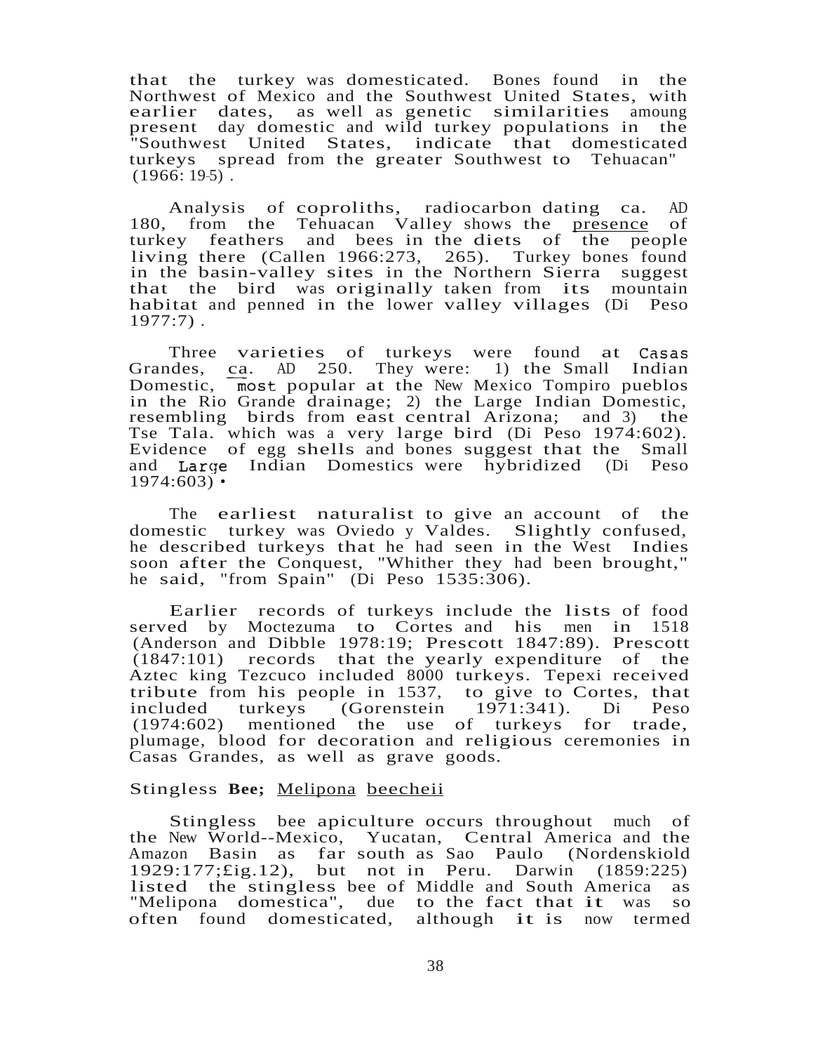that the turkey was domesticated. Bones found in the Northwest of Mexico and the Southwest United States, with earlier dates, as well as genetic similarities amoung present day domestic and wild turkey populations in the "Southwest United States, indicate that domesticated turkeys spread from the greater Southwest to Tehuacan" (1966: 19-5) .

Analysis of coproliths, radiocarbon dating ca. AD 180, from the Tehuacan Valley shows the presence of turkey feathers and bees in the diets of the people living there (Callen 1966:273, 265). Turkey bones found in the basin-valley sites in the Northern Sierra suggest that the bird was originally taken from its mountain habitat and penned in the lower valley villages (Di Peso 1977:7) .

Three varieties of turkeys were found at Casas Grandes, ca. AD 250. They were: 1) the Small Indian Domestic, most popular at the New Mexico Tompiro pueblos in the Rio Grande drainage; 2) the Large Indian Domestic, resembling birds from east central Arizona; and 3) the Tse Tala. which was a very large bird (Di Peso 1974:602). Evidence of egg shells and bones suggest that the Small and Large Indian Domestics were hybridized (Di Peso 1974:603) •

The earliest naturalist to give an account of the domestic turkey was Oviedo y Valdes. Slightly confused, he described turkeys that he had seen in the West Indies soon after the Conquest, "Whither they had been brought," he said, "from Spain" (Di Peso 1535:306).

Earlier records of turkeys include the lists of food served by Moctezuma to Cortes and his men in 1518 (Anderson and Dibble 1978:19; Prescott 1847:89). Prescott (1847:101) records that the yearly expenditure of the Aztec king Tezcuco included 8000 turkeys. Tepexi received tribute from his people in 1537, to give to Cortes, that included turkeys (Gorenstein 1971:341). Di Peso (1974:602) mentioned the use of turkeys for trade, plumage, blood for decoration and religious ceremonies in Casas Grandes, as well as grave goods.

Stingless **Bee;** Melipona beecheii

Stingless bee apiculture occurs throughout much of the New World--Mexico, Yucatan, Central America and the Amazon Basin as far south as Sao Paulo (Nordenskiold 1929:177;£ig.12), but not in Peru. Darwin (1859:225) listed the stingless bee of Middle and South America as "Melipona domestica", due to the fact that it was so often found domesticated, although it is now termed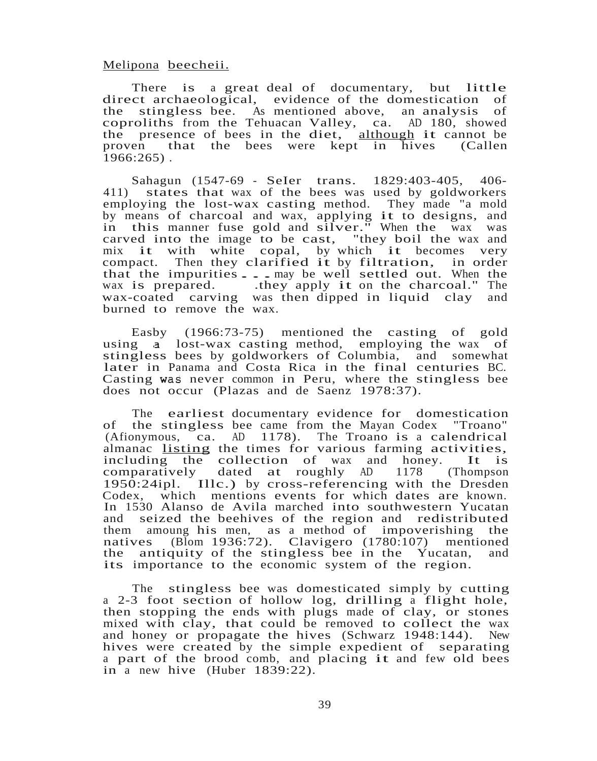Melipona beecheii.

There is a great deal of documentary, but little direct archaeological, evidence of the domestication of the stingless bee. As mentioned above, an analysis of coproliths from the Tehuacan Valley, ca. AD 180, showed the presence of bees in the diet, although it cannot be proven that the bees were kept in hives (Callen 1966:265).

Sahagun (1547-69 - SeIer trans. 1829:403-405, 406-411) states that wax of the bees was used by goldworkers employing the lost-wax casting method. They made "a mold by means of charcoal and wax, applying it to designs, and in this manner fuse gold and silver." When the wax was carved into the image to be cast, "they boil the wax and mix it with white copal, by which it becomes very compact. Then they clarified it by filtration, in order that the impurities . . . may be well settled out. When the wax is prepared. .they apply it on the charcoal." The wax-coated carving was then dipped in liquid clay and burned to remove the wax.

Easby (1966:73-75) mentioned the casting of gold using a lost-wax casting method, employing the wax of stingless bees by goldworkers of Columbia, and somewhat later in Panama and Costa Rica in the final centuries BC. Casting was never common in Peru, where the stingless bee does not occur (Plazas and de Saenz 1978:37).

The earliest documentary evidence for domestication of the stingless bee came from the Mayan Codex "Troano" (Afionymous, ca. AD 1178). The Troano is a calendrical almanac listing the times for various farming activities, including the collection of wax and honey. It is comparatively dated at roughly AD 1178 (Thompson 1950:24ipl. Illc.) by cross-referencing with the Dresden Codex, which mentions events for which dates are known. In 1530 Alanso de Avila marched into southwestern Yucatan and seized the beehives of the region and redistributed them amoung his men, as a method of impoverishing the natives (Blom 1936:72). Clavigero (1780:107) mentioned the antiquity of the stingless bee in the Yucatan, and its importance to the economic system of the region.

The stingless bee was domesticated simply by cutting a 2-3 foot section of hollow log, drilling a flight hole, then stopping the ends with plugs made of clay, or stones mixed with clay, that could be removed to collect the wax and honey or propagate the hives (Schwarz 1948:144). New hives were created by the simple expedient of separating a part of the brood comb, and placing it and few old bees in a new hive (Huber 1839:22).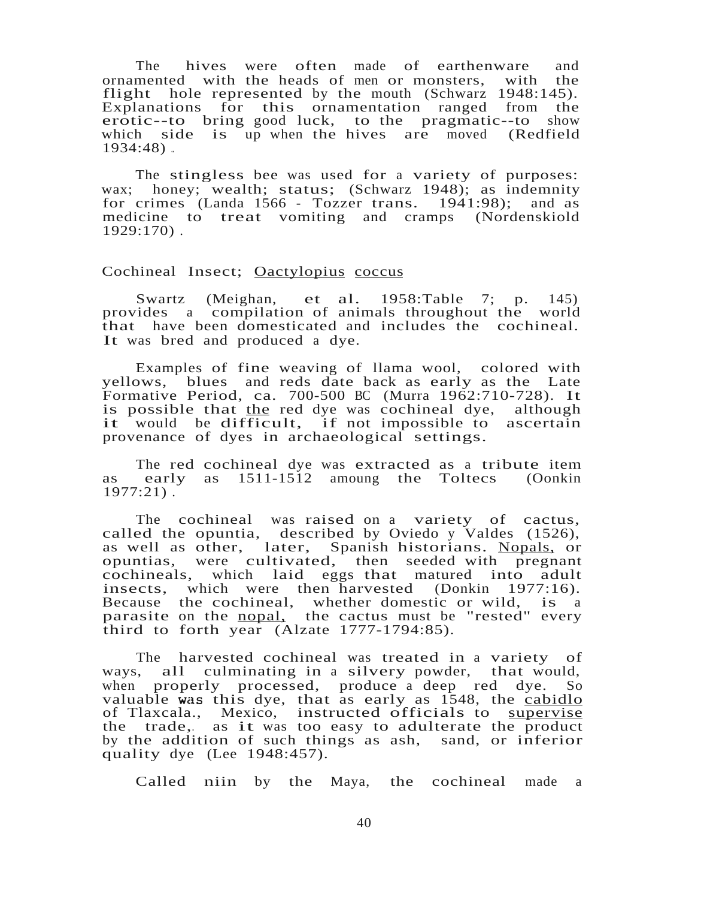The hives were often made of earthenware and ornamented with the heads of men or monsters, with the flight hole represented by the mouth (Schwarz 1948:145). Explanations for this ornamentation ranged from the erotic--to bring good luck, to the pragmatic--to show which side is up when the hives are moved (Redfield 1934:48).

The stingless bee was used for a variety of purposes: wax; honey; wealth; status; (Schwarz 1948); as indemnity for crimes (Landa 1566 - Tozzer trans. 1941:98); and as medicine to treat vomiting and cramps (Nordenskiold 1929:170).

Cochineal Insect; <u>Oactylopius</u> <u>coccus</u>

Swartz (Meighan, et al. 1958:Table 7; p. 145) provides a compilation of animals throughout the world that have been domesticated and includes the cochineal. It was bred and produced a dye.

Examples of fine weaving of llama wool, colored with yellows, blues and reds date back as early as the Late Formative Period, ca. 700-500 BC (Murra 1962:710-728). It is possible that <u>the</u> red dye was cochineal dye, although it would be difficult, if not impossible to ascertain provenance of dyes in archaeological settings.

The red cochineal dye was extracted as a tribute item as early as 1511-1512 amoung the Toltecs (Oonkin 1977:21).

The cochineal was raised on a variety of cactus, called the opuntia, described by Oviedo y Valdes (1526), as well as other, later, Spanish historians. <u>Nopals,</u> or opuntias, were cultivated, then seeded with pregnant cochineals, which laid eggs that matured into adult insects, which were then harvested (Donkin 1977:16). Because the cochineal, whether domestic or wild, is a parasite on the <u>nopal,</u> the cactus must be "rested" every third to forth year (Alzate 1777-1794:85).

The harvested cochineal was treated in a variety of ways, all culminating in a silvery powder, that would, when properly processed, produce a deep red dye. So valuable was this dye, that as early as 1548, the <u>cabidlo</u> of Tlaxcala., Mexico, instructed officials to <u>supervise</u> the trade, as it was too easy to adulterate the product by the addition of such things as ash, sand, or inferior quality dye (Lee 1948:457).

Called niin by the Maya, the cochineal made a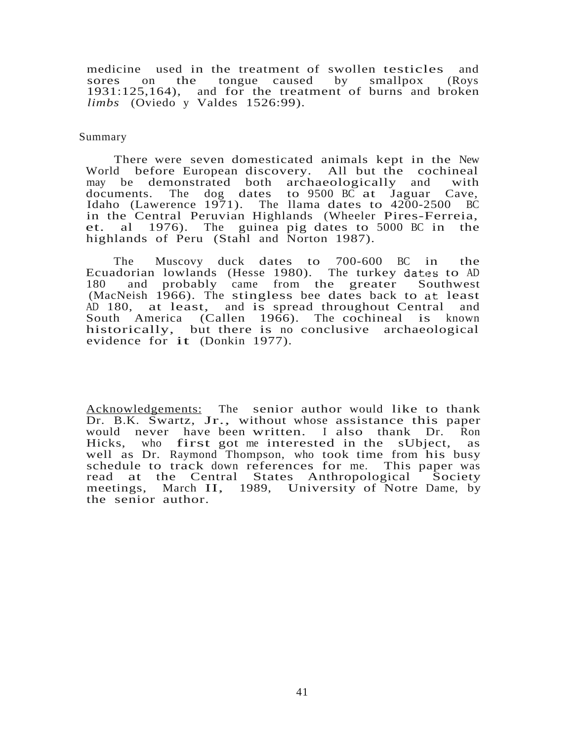medicine used in the treatment of swollen testicles and sores on the tongue caused by smallpox (Roys 1931:125,164), and for the treatment of burns and broken *limbs* (Oviedo y Valdes 1526:99).

## Summary

There were seven domesticated animals kept in the New World before European discovery. All but the cochineal may be demonstrated both archaeologically and with documents. The dog dates to 9500 BC at Jaguar Cave, Idaho (Lawerence 1971). The llama dates to 4200-2500 BC in the Central Peruvian Highlands (Wheeler Pires-Ferreia, et. al 1976). The guinea pig dates to 5000 BC in the highlands of Peru (Stahl and Norton 1987).

The Muscovy duck dates to 700-600 BC in the Ecuadorian lowlands (Hesse 1980). The turkey dates to AD 180 and probably came from the greater Southwest (MacNeish 1966). The stingless bee dates back to at least AD 180, at least, and is spread throughout Central and South America (Callen 1966). The cochineal is known historically, but there is no conclusive archaeological evidence for it (Donkin 1977).

Acknowledgements: The senior author would like to thank Dr. B.K. Swartz, Jr., without whose assistance this paper would never have been written. I also thank Dr. Ron Hicks, who first got me interested in the sUbject, as well as Dr. Raymond Thompson, who took time from his busy schedule to track down references for me. This paper was read at the Central States Anthropological Society meetings, March II, 1989, University of Notre Dame, by the senior author.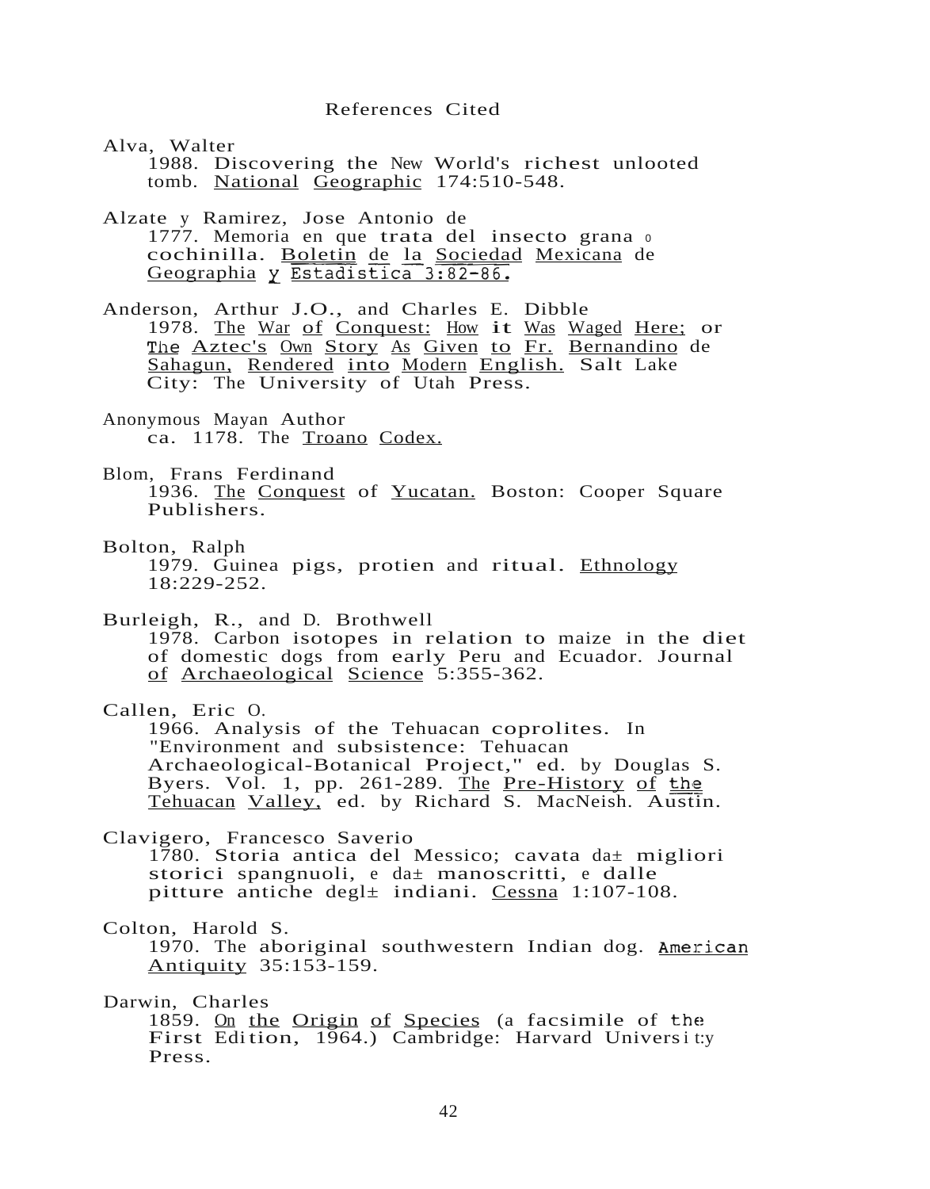# References Cited

Alva, Walter
1988. Discovering the New World's richest unlooted tomb. National Geographic 174:510-548.

Alzate y Ramirez, Jose Antonio de
1777. Memoria en que trata del insecto grana o cochinilla. Boletin de la Sociedad Mexicana de Geographia y Estadistica 3:82-86.

Anderson, Arthur J.O., and Charles E. Dibble
1978. The War of Conquest: How it Was Waged Here; or The Aztec's Own Story As Given to Fr. Bernandino de Sahagun, Rendered into Modern English. Salt Lake City: The University of Utah Press.

Anonymous Mayan Author
ca. 1178. The Troano Codex.

Blom, Frans Ferdinand
1936. The Conquest of Yucatan. Boston: Cooper Square Publishers.

Bolton, Ralph
1979. Guinea pigs, protien and ritual. Ethnology 18:229-252.

Burleigh, R., and D. Brothwell
1978. Carbon isotopes in relation to maize in the diet of domestic dogs from early Peru and Ecuador. Journal of Archaeological Science 5:355-362.

Callen, Eric O.
1966. Analysis of the Tehuacan coprolites. In "Environment and subsistence: Tehuacan Archaeological-Botanical Project," ed. by Douglas S. Byers. Vol. 1, pp. 261-289. The Pre-History of the Tehuacan Valley, ed. by Richard S. MacNeish. Austin.

Clavigero, Francesco Saverio
1780. Storia antica del Messico; cavata da± migliori storici spangnuoli, e da± manoscritti, e dalle pitture antiche degl± indiani. Cessna 1:107-108.

Colton, Harold S.
1970. The aboriginal southwestern Indian dog. American Antiquity 35:153-159.

Darwin, Charles
1859. On the Origin of Species (a facsimile of the First Edition, 1964.) Cambridge: Harvard University Press.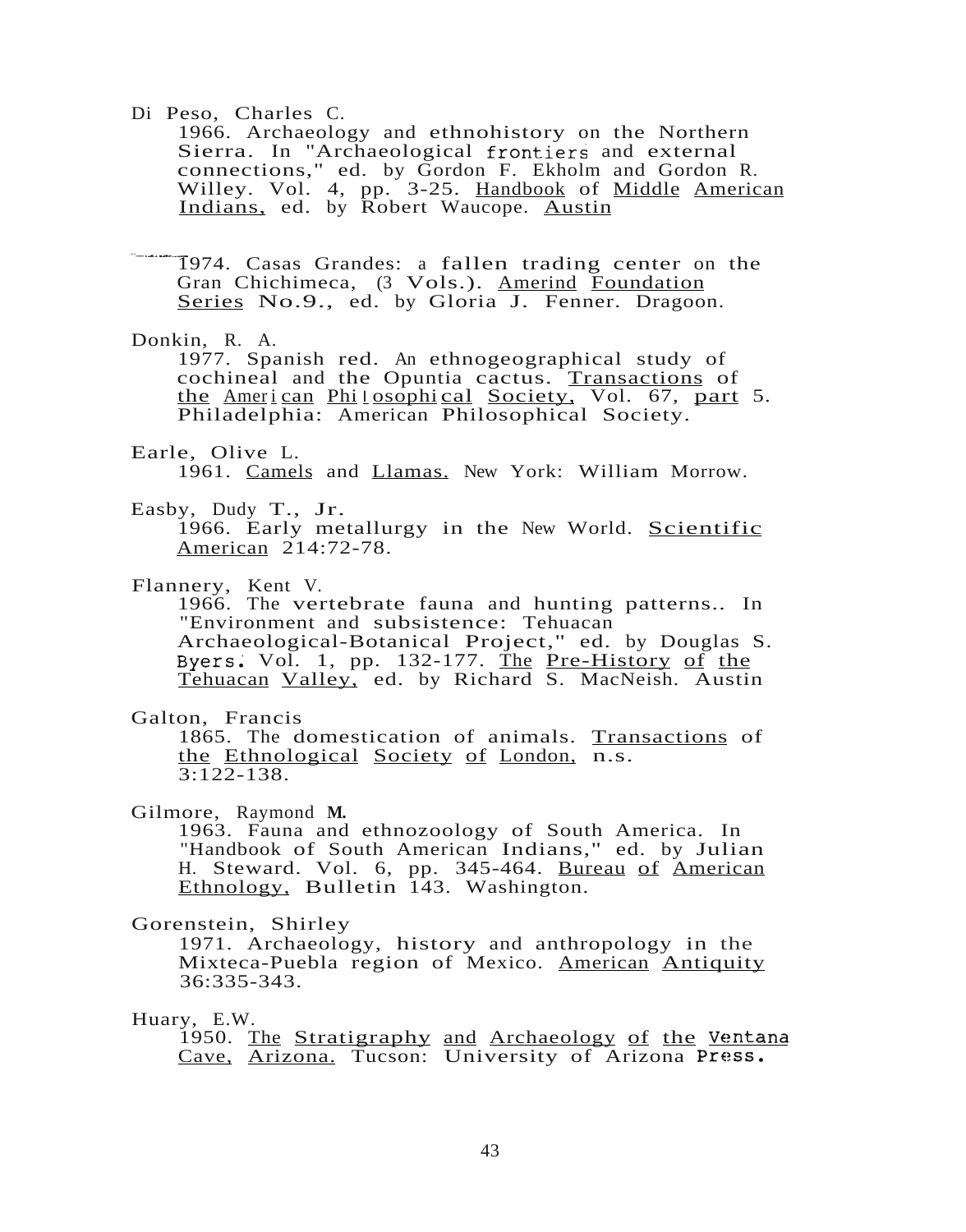Di Peso, Charles C.

1966. Archaeology and ethnohistory on the Northern Sierra. In "Archaeological frontiers and external connections," ed. by Gordon F. Ekholm and Gordon R. Willey. Vol. 4, pp. 3-25. Handbook of Middle American Indians, ed. by Robert Waucope. Austin

——— 1974. Casas Grandes: a fallen trading center on the Gran Chichimeca, (3 Vols.). Amerind Foundation Series No.9., ed. by Gloria J. Fenner. Dragoon.

Donkin, R. A.

1977. Spanish red. An ethnogeographical study of cochineal and the Opuntia cactus. Transactions of the American Philosophical Society, Vol. 67, part 5. Philadelphia: American Philosophical Society.

Earle, Olive L.

1961. Camels and Llamas. New York: William Morrow.

Easby, Dudy T., Jr.

1966. Early metallurgy in the New World. Scientific American 214:72-78.

Flannery, Kent V.

1966. The vertebrate fauna and hunting patterns.. In "Environment and subsistence: Tehuacan Archaeological-Botanical Project," ed. by Douglas S. Byers. Vol. 1, pp. 132-177. The Pre-History of the Tehuacan Valley, ed. by Richard S. MacNeish. Austin

Galton, Francis

1865. The domestication of animals. Transactions of the Ethnological Society of London, n.s. 3:122-138.

Gilmore, Raymond M.

1963. Fauna and ethnozoology of South America. In "Handbook of South American Indians," ed. by Julian H. Steward. Vol. 6, pp. 345-464. Bureau of American Ethnology, Bulletin 143. Washington.

Gorenstein, Shirley

1971. Archaeology, history and anthropology in the Mixteca-Puebla region of Mexico. American Antiquity 36:335-343.

Huary, E.W.

1950. The Stratigraphy and Archaeology of the Ventana Cave, Arizona. Tucson: University of Arizona Press.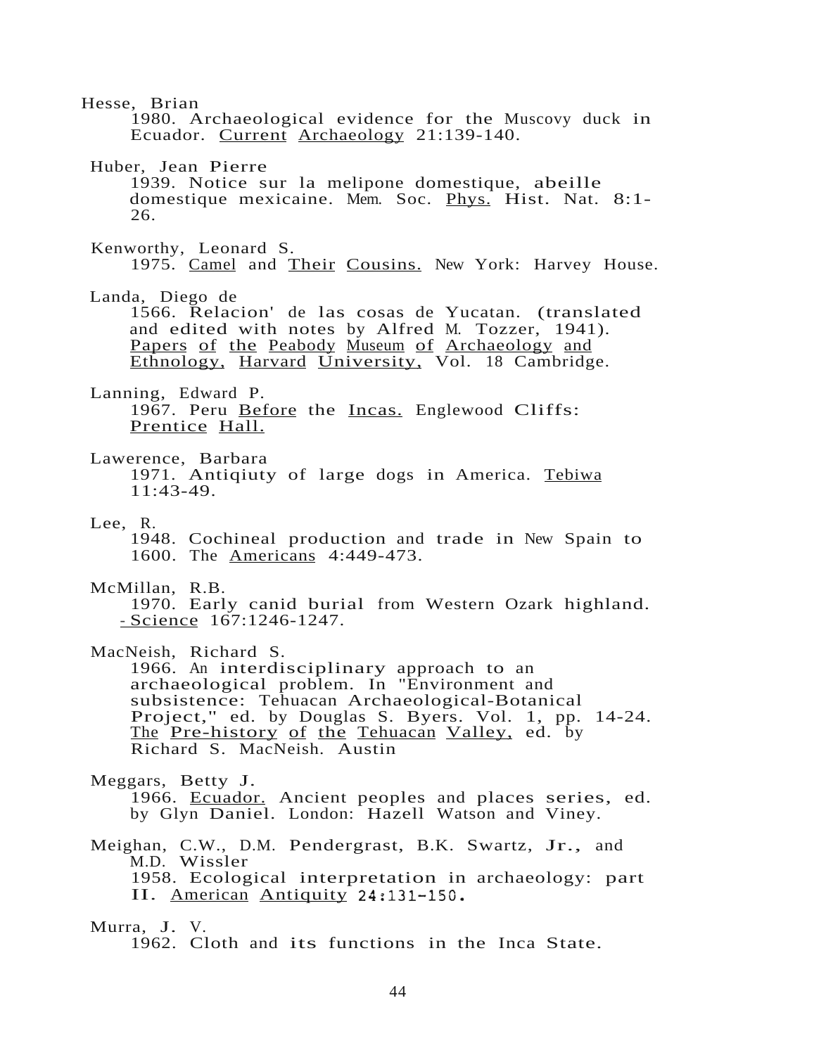Hesse, Brian
1980. Archaeological evidence for the Muscovy duck in Ecuador. Current Archaeology 21:139-140.

Huber, Jean Pierre
1939. Notice sur la melipone domestique, abeille domestique mexicaine. Mem. Soc. Phys. Hist. Nat. 8:1-26.

Kenworthy, Leonard S.
1975. Camel and Their Cousins. New York: Harvey House.

Landa, Diego de
1566. Relacion' de las cosas de Yucatan. (translated and edited with notes by Alfred M. Tozzer, 1941). Papers of the Peabody Museum of Archaeology and Ethnology, Harvard University, Vol. 18 Cambridge.

Lanning, Edward P.
1967. Peru Before the Incas. Englewood Cliffs: Prentice Hall.

Lawerence, Barbara
1971. Antiqiuty of large dogs in America. Tebiwa 11:43-49.

Lee, R.
1948. Cochineal production and trade in New Spain to 1600. The Americans 4:449-473.

McMillan, R.B.
1970. Early canid burial from Western Ozark highland. Science 167:1246-1247.

MacNeish, Richard S.
1966. An interdisciplinary approach to an archaeological problem. In "Environment and subsistence: Tehuacan Archaeological-Botanical Project," ed. by Douglas S. Byers. Vol. 1, pp. 14-24. The Pre-history of the Tehuacan Valley, ed. by Richard S. MacNeish. Austin

Meggars, Betty J.
1966. Ecuador. Ancient peoples and places series, ed. by Glyn Daniel. London: Hazell Watson and Viney.

Meighan, C.W., D.M. Pendergrast, B.K. Swartz, Jr., and M.D. Wissler
1958. Ecological interpretation in archaeology: part II. American Antiquity 24:131-150.

Murra, J. V.
1962. Cloth and its functions in the Inca State.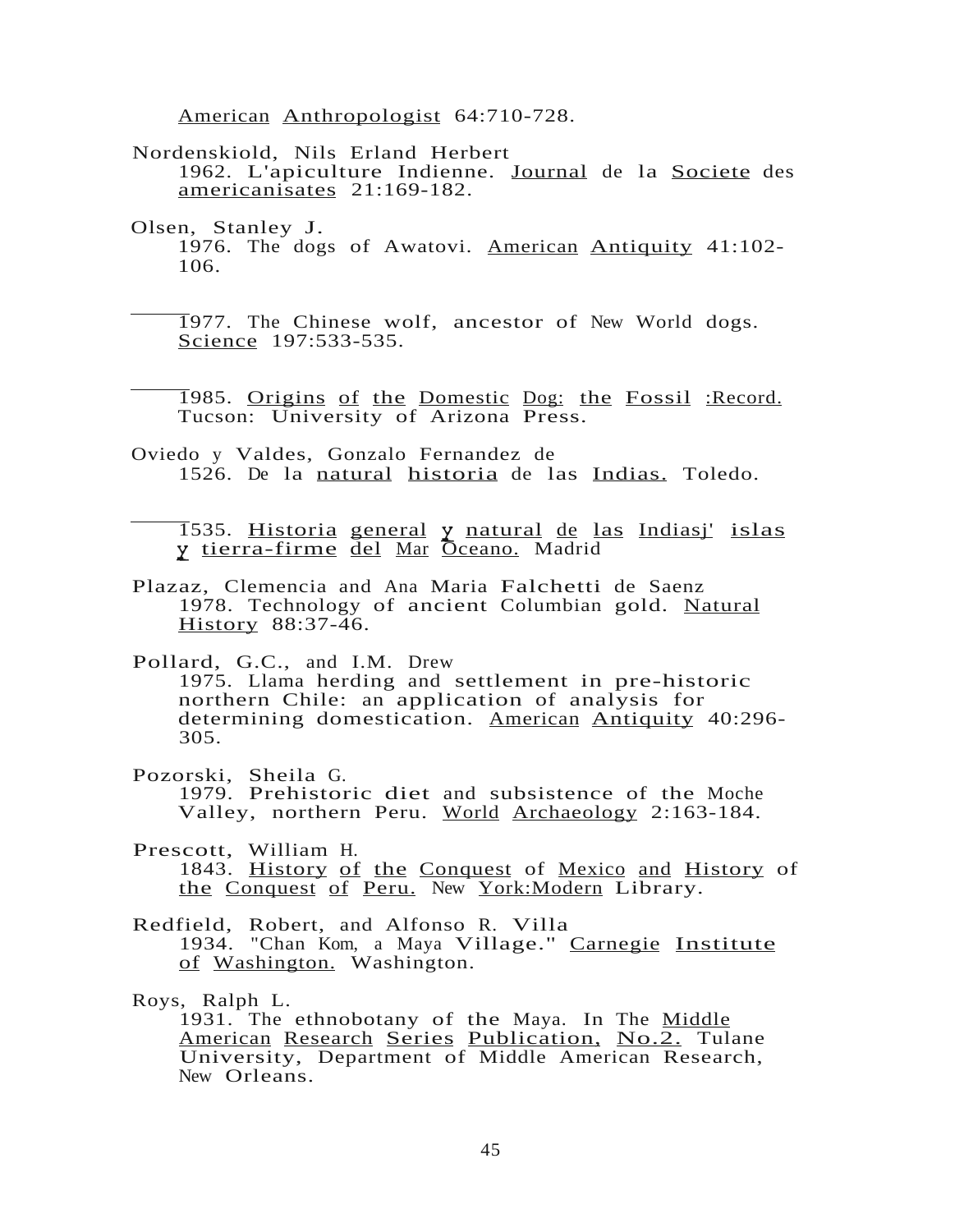American Anthropologist 64:710-728.

Nordenskiold, Nils Erland Herbert
1962. L'apiculture Indienne. Journal de la Societe des americanisates 21:169-182.

Olsen, Stanley J.
1976. The dogs of Awatovi. American Antiquity 41:102-106.

——— 1977. The Chinese wolf, ancestor of New World dogs. Science 197:533-535.

——— 1985. Origins of the Domestic Dog: the Fossil :Record. Tucson: University of Arizona Press.

Oviedo y Valdes, Gonzalo Fernandez de
1526. De la natural historia de las Indias. Toledo.

——— 1535. Historia general y natural de las Indiasj' islas y tierra-firme del Mar Oceano. Madrid

Plazaz, Clemencia and Ana Maria Falchetti de Saenz
1978. Technology of ancient Columbian gold. Natural History 88:37-46.

Pollard, G.C., and I.M. Drew
1975. Llama herding and settlement in pre-historic northern Chile: an application of analysis for determining domestication. American Antiquity 40:296-305.

Pozorski, Sheila G.
1979. Prehistoric diet and subsistence of the Moche Valley, northern Peru. World Archaeology 2:163-184.

Prescott, William H.
1843. History of the Conquest of Mexico and History of the Conquest of Peru. New York:Modern Library.

Redfield, Robert, and Alfonso R. Villa
1934. "Chan Kom, a Maya Village." Carnegie Institute of Washington. Washington.

Roys, Ralph L.
1931. The ethnobotany of the Maya. In The Middle American Research Series Publication, No.2. Tulane University, Department of Middle American Research, New Orleans.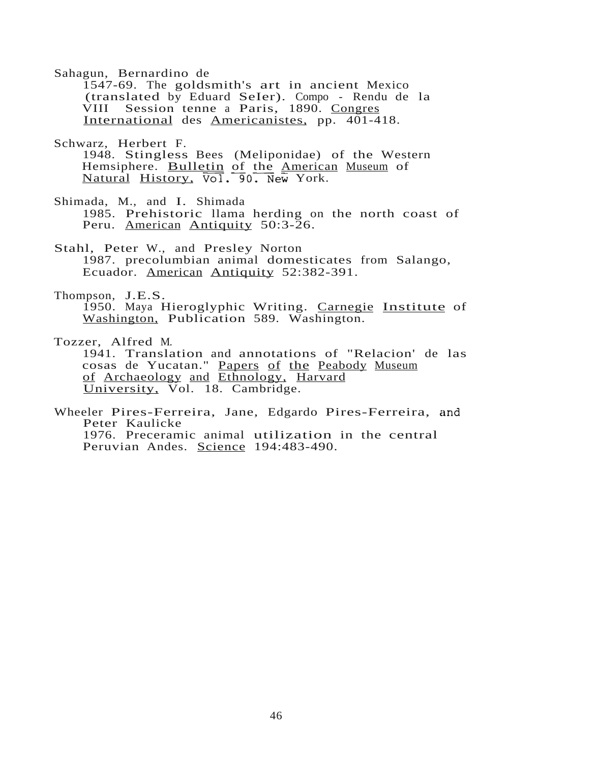Sahagun, Bernardino de
1547-69. The goldsmith's art in ancient Mexico (translated by Eduard SeIer). Compo - Rendu de la VIII Session tenne a Paris, 1890. Congres International des Americanistes, pp. 401-418.

Schwarz, Herbert F.
1948. Stingless Bees (Meliponidae) of the Western Hemsiphere. Bulletin of the American Museum of Natural History, Vol. 90. New York.

Shimada, M., and I. Shimada
1985. Prehistoric llama herding on the north coast of Peru. American Antiquity 50:3-26.

Stahl, Peter W., and Presley Norton
1987. precolumbian animal domesticates from Salango, Ecuador. American Antiquity 52:382-391.

Thompson, J.E.S.
1950. Maya Hieroglyphic Writing. Carnegie Institute of Washington, Publication 589. Washington.

Tozzer, Alfred M.
1941. Translation and annotations of "Relacion' de las cosas de Yucatan." Papers of the Peabody Museum of Archaeology and Ethnology, Harvard University, Vol. 18. Cambridge.

Wheeler Pires-Ferreira, Jane, Edgardo Pires-Ferreira, and Peter Kaulicke
1976. Preceramic animal utilization in the central Peruvian Andes. Science 194:483-490.